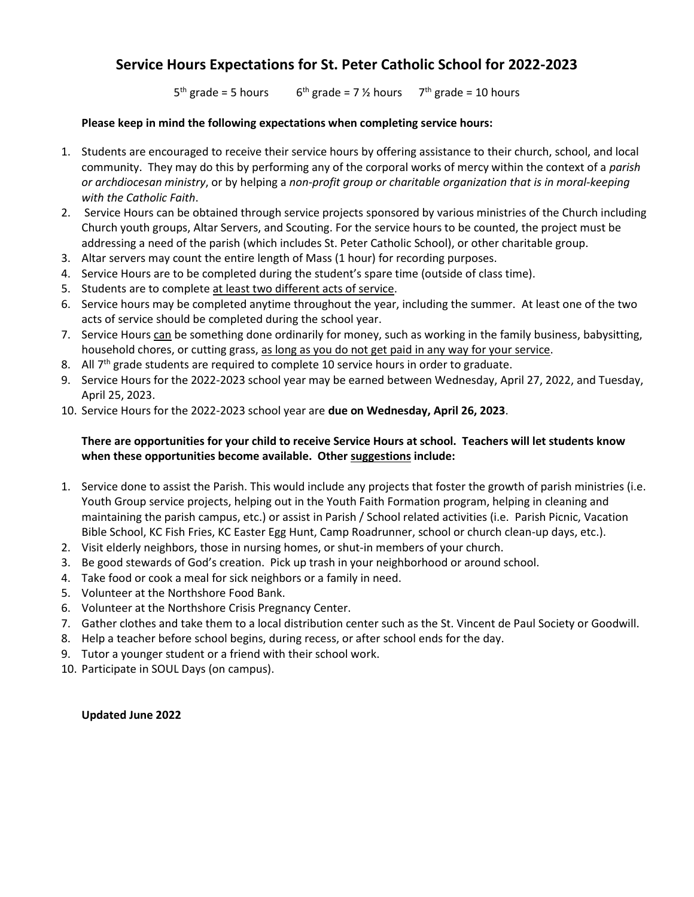# Service Hours Expectations for St. Peter Catholic School for 2022-2023

5th grade = 5 hours      6th grade = 7 ½ hours      7th grade = 10 hours

**Please keep in mind the following expectations when completing service hours:**

1. Students are encouraged to receive their service hours by offering assistance to their church, school, and local community. They may do this by performing any of the corporal works of mercy within the context of a *parish or archdiocesan ministry*, or by helping a *non-profit group or charitable organization that is in moral-keeping with the Catholic Faith*.
2. Service Hours can be obtained through service projects sponsored by various ministries of the Church including Church youth groups, Altar Servers, and Scouting. For the service hours to be counted, the project must be addressing a need of the parish (which includes St. Peter Catholic School), or other charitable group.
3. Altar servers may count the entire length of Mass (1 hour) for recording purposes.
4. Service Hours are to be completed during the student's spare time (outside of class time).
5. Students are to complete <u>at least two different acts of service</u>.
6. Service hours may be completed anytime throughout the year, including the summer. At least one of the two acts of service should be completed during the school year.
7. Service Hours <u>can</u> be something done ordinarily for money, such as working in the family business, babysitting, household chores, or cutting grass, <u>as long as you do not get paid in any way for your service</u>.
8. All 7th grade students are required to complete 10 service hours in order to graduate.
9. Service Hours for the 2022-2023 school year may be earned between Wednesday, April 27, 2022, and Tuesday, April 25, 2023.
10. Service Hours for the 2022-2023 school year are **due on Wednesday, April 26, 2023**.

**There are opportunities for your child to receive Service Hours at school. Teachers will let students know when these opportunities become available. Other <u>suggestions</u> include:**

1. Service done to assist the Parish. This would include any projects that foster the growth of parish ministries (i.e. Youth Group service projects, helping out in the Youth Faith Formation program, helping in cleaning and maintaining the parish campus, etc.) or assist in Parish / School related activities (i.e. Parish Picnic, Vacation Bible School, KC Fish Fries, KC Easter Egg Hunt, Camp Roadrunner, school or church clean-up days, etc.).
2. Visit elderly neighbors, those in nursing homes, or shut-in members of your church.
3. Be good stewards of God's creation. Pick up trash in your neighborhood or around school.
4. Take food or cook a meal for sick neighbors or a family in need.
5. Volunteer at the Northshore Food Bank.
6. Volunteer at the Northshore Crisis Pregnancy Center.
7. Gather clothes and take them to a local distribution center such as the St. Vincent de Paul Society or Goodwill.
8. Help a teacher before school begins, during recess, or after school ends for the day.
9. Tutor a younger student or a friend with their school work.
10. Participate in SOUL Days (on campus).

**Updated June 2022**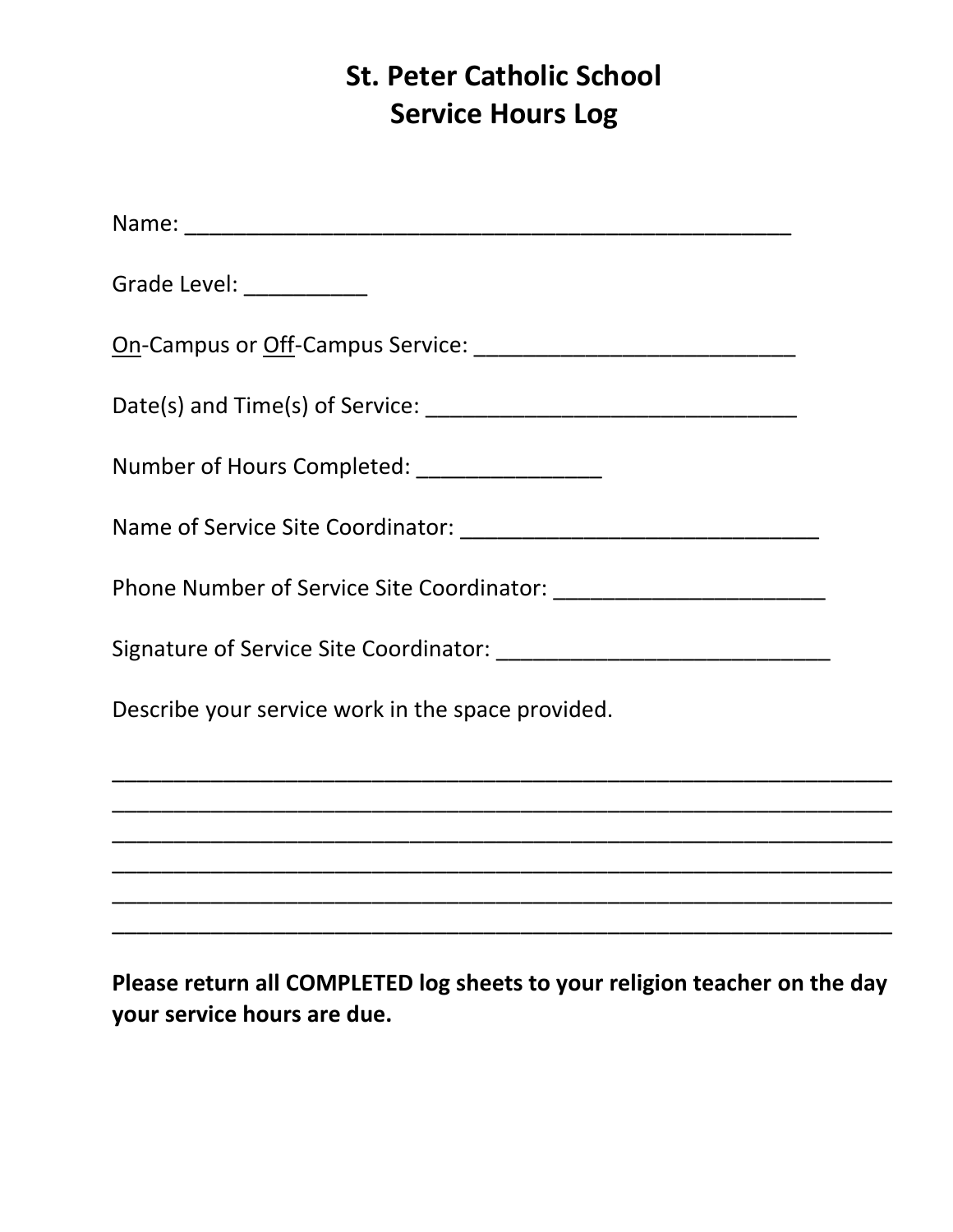# St. Peter Catholic School
# Service Hours Log

Name: ______________________________________________

Grade Level: __________

On-Campus or Off-Campus Service: __________________________

Date(s) and Time(s) of Service: ______________________________

Number of Hours Completed: _______________

Name of Service Site Coordinator: _____________________________

Phone Number of Service Site Coordinator: ______________________

Signature of Service Site Coordinator: ___________________________

Describe your service work in the space provided.

_______________________________________________________________
_______________________________________________________________
_______________________________________________________________
_______________________________________________________________
_______________________________________________________________
_______________________________________________________________

**Please return all COMPLETED log sheets to your religion teacher on the day your service hours are due.**